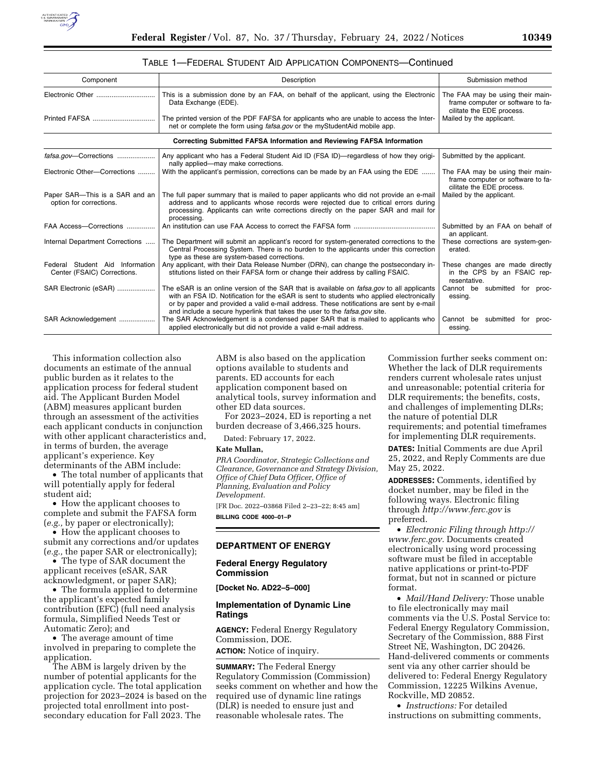TABLE 1—FEDERAL STUDENT AID APPLICATION COMPONENTS—Continued

| Component | Description | Submission method |
| --- | --- | --- |
| Electronic Other | This is a submission done by an FAA, on behalf of the applicant, using the Electronic Data Exchange (EDE). | The FAA may be using their mainframe computer or software to facilitate the EDE process. |
| Printed FAFSA | The printed version of the PDF FAFSA for applicants who are unable to access the Internet or complete the form using *fafsa.gov* or the myStudentAid mobile app. | Mailed by the applicant. |
| **Correcting Submitted FAFSA Information and Reviewing FAFSA Information** | | |
| *fafsa.gov*—Corrections | Any applicant who has a Federal Student Aid ID (FSA ID)—regardless of how they originally applied—may make corrections. | Submitted by the applicant. |
| Electronic Other—Corrections | With the applicant's permission, corrections can be made by an FAA using the EDE | The FAA may be using their mainframe computer or software to facilitate the EDE process. |
| Paper SAR—This is a SAR and an option for corrections. | The full paper summary that is mailed to paper applicants who did not provide an e-mail address and to applicants whose records were rejected due to critical errors during processing. Applicants can write corrections directly on the paper SAR and mail for processing. | Mailed by the applicant. |
| FAA Access—Corrections | An institution can use FAA Access to correct the FAFSA form | Submitted by an FAA on behalf of an applicant. |
| Internal Department Corrections | The Department will submit an applicant's record for system-generated corrections to the Central Processing System. There is no burden to the applicants under this correction type as these are system-based corrections. | These corrections are system-generated. |
| Federal Student Aid Information Center (FSAIC) Corrections. | Any applicant, with their Data Release Number (DRN), can change the postsecondary institutions listed on their FAFSA form or change their address by calling FSAIC. | These changes are made directly in the CPS by an FSAIC representative. |
| SAR Electronic (eSAR) | The eSAR is an online version of the SAR that is available on *fafsa.gov* to all applicants with an FSA ID. Notification for the eSAR is sent to students who applied electronically or by paper and provided a valid e-mail address. These notifications are sent by e-mail and include a secure hyperlink that takes the user to the *fafsa.gov* site. | Cannot be submitted for processing. |
| SAR Acknowledgement | The SAR Acknowledgement is a condensed paper SAR that is mailed to applicants who applied electronically but did not provide a valid e-mail address. | Cannot be submitted for processing. |

This information collection also documents an estimate of the annual public burden as it relates to the application process for federal student aid. The Applicant Burden Model (ABM) measures applicant burden through an assessment of the activities each applicant conducts in conjunction with other applicant characteristics and, in terms of burden, the average applicant's experience. Key determinants of the ABM include:

- The total number of applicants that will potentially apply for federal student aid;
- How the applicant chooses to complete and submit the FAFSA form (*e.g.,* by paper or electronically);
- How the applicant chooses to submit any corrections and/or updates (*e.g.,* the paper SAR or electronically);
- The type of SAR document the applicant receives (eSAR, SAR acknowledgment, or paper SAR);
- The formula applied to determine the applicant's expected family contribution (EFC) (full need analysis formula, Simplified Needs Test or Automatic Zero); and
- The average amount of time involved in preparing to complete the application.

The ABM is largely driven by the number of potential applicants for the application cycle. The total application projection for 2023–2024 is based on the projected total enrollment into post-secondary education for Fall 2023. The ABM is also based on the application options available to students and parents. ED accounts for each application component based on analytical tools, survey information and other ED data sources.

For 2023–2024, ED is reporting a net burden decrease of 3,466,325 hours.

Dated: February 17, 2022.

**Kate Mullan,**

*PRA Coordinator, Strategic Collections and Clearance, Governance and Strategy Division, Office of Chief Data Officer, Office of Planning, Evaluation and Policy Development.*

[FR Doc. 2022–03868 Filed 2–23–22; 8:45 am]

**BILLING CODE 4000–01–P**

## DEPARTMENT OF ENERGY

### Federal Energy Regulatory Commission

**[Docket No. AD22–5–000]**

### Implementation of Dynamic Line Ratings

**AGENCY:** Federal Energy Regulatory Commission, DOE.

**ACTION:** Notice of inquiry.

**SUMMARY:** The Federal Energy Regulatory Commission (Commission) seeks comment on whether and how the required use of dynamic line ratings (DLR) is needed to ensure just and reasonable wholesale rates. The Commission further seeks comment on: Whether the lack of DLR requirements renders current wholesale rates unjust and unreasonable; potential criteria for DLR requirements; the benefits, costs, and challenges of implementing DLRs; the nature of potential DLR requirements; and potential timeframes for implementing DLR requirements.

**DATES:** Initial Comments are due April 25, 2022, and Reply Comments are due May 25, 2022.

**ADDRESSES:** Comments, identified by docket number, may be filed in the following ways. Electronic filing through *http://www.ferc.gov* is preferred.

- *Electronic Filing through http://www.ferc.gov.* Documents created electronically using word processing software must be filed in acceptable native applications or print-to-PDF format, but not in scanned or picture format.
- *Mail/Hand Delivery:* Those unable to file electronically may mail comments via the U.S. Postal Service to: Federal Energy Regulatory Commission, Secretary of the Commission, 888 First Street NE, Washington, DC 20426. Hand-delivered comments or comments sent via any other carrier should be delivered to: Federal Energy Regulatory Commission, 12225 Wilkins Avenue, Rockville, MD 20852.
- *Instructions:* For detailed instructions on submitting comments,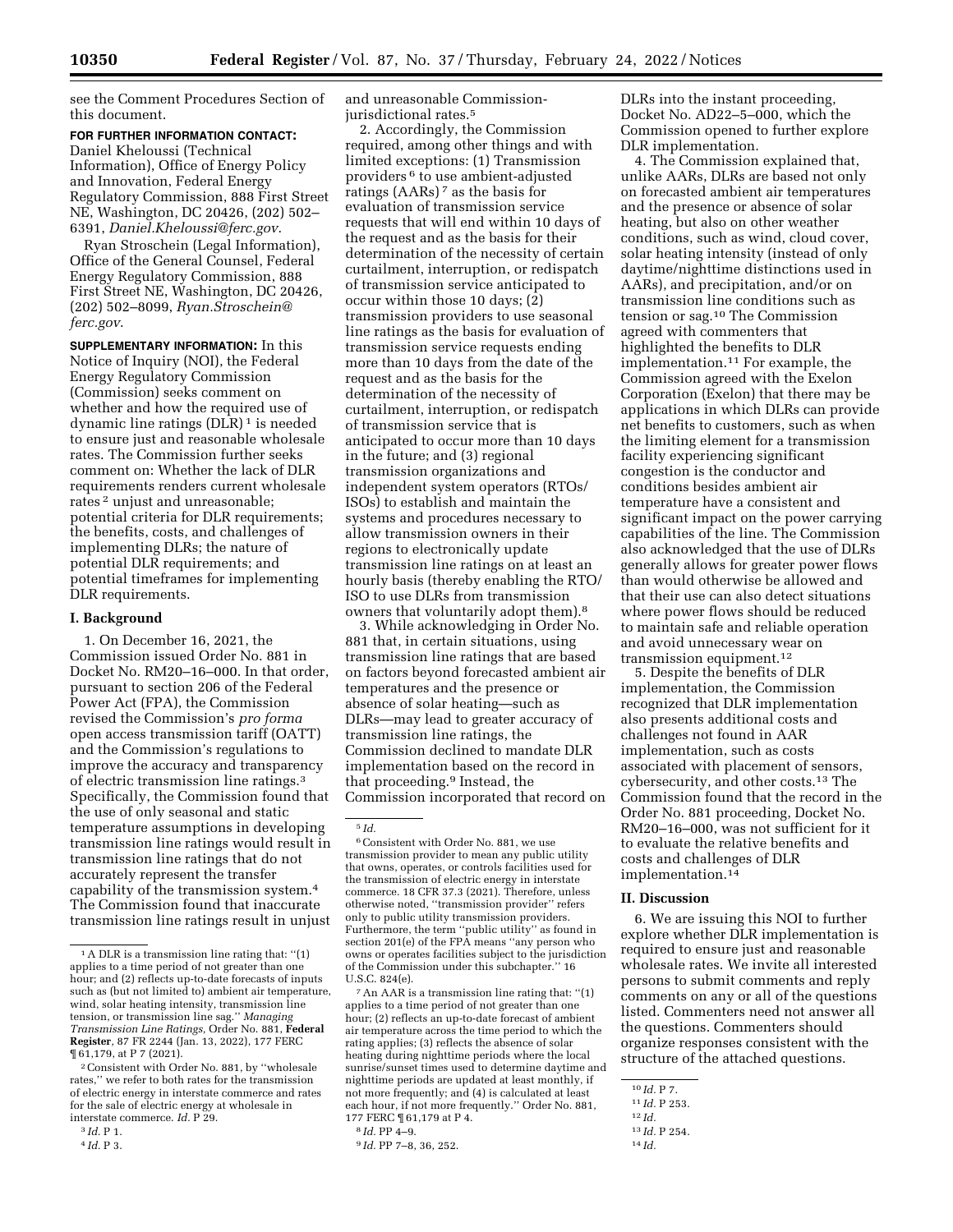see the Comment Procedures Section of this document.

**FOR FURTHER INFORMATION CONTACT:** Daniel Kheloussi (Technical Information), Office of Energy Policy and Innovation, Federal Energy Regulatory Commission, 888 First Street NE, Washington, DC 20426, (202) 502–6391, *Daniel.Kheloussi@ferc.gov*.

Ryan Stroschein (Legal Information), Office of the General Counsel, Federal Energy Regulatory Commission, 888 First Street NE, Washington, DC 20426, (202) 502–8099, *Ryan.Stroschein@ferc.gov*.

**SUPPLEMENTARY INFORMATION:** In this Notice of Inquiry (NOI), the Federal Energy Regulatory Commission (Commission) seeks comment on whether and how the required use of dynamic line ratings (DLR) [1] is needed to ensure just and reasonable wholesale rates. The Commission further seeks comment on: Whether the lack of DLR requirements renders current wholesale rates [2] unjust and unreasonable; potential criteria for DLR requirements; the benefits, costs, and challenges of implementing DLRs; the nature of potential DLR requirements; and potential timeframes for implementing DLR requirements.

## I. Background

1. On December 16, 2021, the Commission issued Order No. 881 in Docket No. RM20–16–000. In that order, pursuant to section 206 of the Federal Power Act (FPA), the Commission revised the Commission's *pro forma* open access transmission tariff (OATT) and the Commission's regulations to improve the accuracy and transparency of electric transmission line ratings.[3] Specifically, the Commission found that the use of only seasonal and static temperature assumptions in developing transmission line ratings would result in transmission line ratings that do not accurately represent the transfer capability of the transmission system.[4] The Commission found that inaccurate transmission line ratings result in unjust and unreasonable Commission-jurisdictional rates.[5]

2. Accordingly, the Commission required, among other things and with limited exceptions: (1) Transmission providers [6] to use ambient-adjusted ratings (AARs) [7] as the basis for evaluation of transmission service requests that will end within 10 days of the request and as the basis for their determination of the necessity of certain curtailment, interruption, or redispatch of transmission service anticipated to occur within those 10 days; (2) transmission providers to use seasonal line ratings as the basis for evaluation of transmission service requests ending more than 10 days from the date of the request and as the basis for the determination of the necessity of curtailment, interruption, or redispatch of transmission service that is anticipated to occur more than 10 days in the future; and (3) regional transmission organizations and independent system operators (RTOs/ISOs) to establish and maintain the systems and procedures necessary to allow transmission owners in their regions to electronically update transmission line ratings on at least an hourly basis (thereby enabling the RTO/ISO to use DLRs from transmission owners that voluntarily adopt them).[8]

3. While acknowledging in Order No. 881 that, in certain situations, using transmission line ratings that are based on factors beyond forecasted ambient air temperatures and the presence or absence of solar heating—such as DLRs—may lead to greater accuracy of transmission line ratings, the Commission declined to mandate DLR implementation based on the record in that proceeding.[9] Instead, the Commission incorporated that record on DLRs into the instant proceeding, Docket No. AD22–5–000, which the Commission opened to further explore DLR implementation.

4. The Commission explained that, unlike AARs, DLRs are based not only on forecasted ambient air temperatures and the presence or absence of solar heating, but also on other weather conditions, such as wind, cloud cover, solar heating intensity (instead of only daytime/nighttime distinctions used in AARs), and precipitation, and/or on transmission line conditions such as tension or sag.[10] The Commission agreed with commenters that highlighted the benefits to DLR implementation.[11] For example, the Commission agreed with the Exelon Corporation (Exelon) that there may be applications in which DLRs can provide net benefits to customers, such as when the limiting element for a transmission facility experiencing significant congestion is the conductor and conditions besides ambient air temperature have a consistent and significant impact on the power carrying capabilities of the line. The Commission also acknowledged that the use of DLRs generally allows for greater power flows than would otherwise be allowed and that their use can also detect situations where power flows should be reduced to maintain safe and reliable operation and avoid unnecessary wear on transmission equipment.[12]

5. Despite the benefits of DLR implementation, the Commission recognized that DLR implementation also presents additional costs and challenges not found in AAR implementation, such as costs associated with placement of sensors, cybersecurity, and other costs.[13] The Commission found that the record in the Order No. 881 proceeding, Docket No. RM20–16–000, was not sufficient for it to evaluate the relative benefits and costs and challenges of DLR implementation.[14]

## II. Discussion

6. We are issuing this NOI to further explore whether DLR implementation is required to ensure just and reasonable wholesale rates. We invite all interested persons to submit comments and reply comments on any or all of the questions listed. Commenters need not answer all the questions. Commenters should organize responses consistent with the structure of the attached questions.

---

[1] A DLR is a transmission line rating that: "(1) applies to a time period of not greater than one hour; and (2) reflects up-to-date forecasts of inputs such as (but not limited to) ambient air temperature, wind, solar heating intensity, transmission line tension, or transmission line sag." *Managing Transmission Line Ratings,* Order No. 881, **Federal Register**, 87 FR 2244 (Jan. 13, 2022), 177 FERC ¶ 61,179, at P 7 (2021).

[2] Consistent with Order No. 881, by "wholesale rates," we refer to both rates for the transmission of electric energy in interstate commerce and rates for the sale of electric energy at wholesale in interstate commerce. *Id.* P 29.

[3] *Id.* P 1.

[4] *Id.* P 3.

[5] *Id.*

[6] Consistent with Order No. 881, we use transmission provider to mean any public utility that owns, operates, or controls facilities used for the transmission of electric energy in interstate commerce. 18 CFR 37.3 (2021). Therefore, unless otherwise noted, "transmission provider" refers only to public utility transmission providers. Furthermore, the term "public utility" as found in section 201(e) of the FPA means "any person who owns or operates facilities subject to the jurisdiction of the Commission under this subchapter." 16 U.S.C. 824(e).

[7] An AAR is a transmission line rating that: "(1) applies to a time period of not greater than one hour; (2) reflects an up-to-date forecast of ambient air temperature across the time period to which the rating applies; (3) reflects the absence of solar heating during nighttime periods where the local sunrise/sunset times used to determine daytime and nighttime periods are updated at least monthly, if not more frequently; and (4) is calculated at least each hour, if not more frequently." Order No. 881, 177 FERC ¶ 61,179 at P 4.

[8] *Id.* PP 4–9.

[9] *Id.* PP 7–8, 36, 252.

[10] *Id.* P 7.

[11] *Id.* P 253.

[12] *Id.*

[13] *Id.* P 254.

[14] *Id.*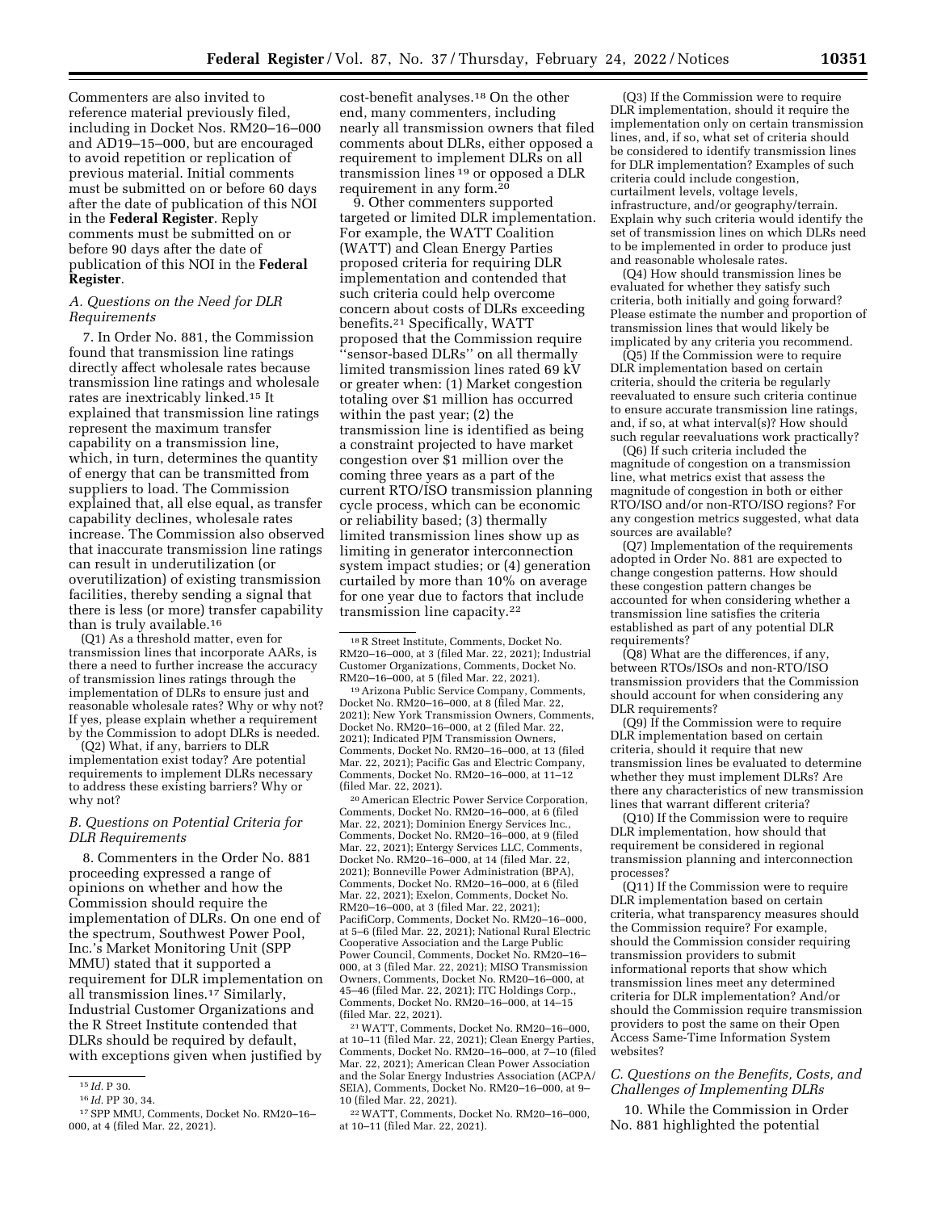Commenters are also invited to reference material previously filed, including in Docket Nos. RM20–16–000 and AD19–15–000, but are encouraged to avoid repetition or replication of previous material. Initial comments must be submitted on or before 60 days after the date of publication of this NOI in the **Federal Register**. Reply comments must be submitted on or before 90 days after the date of publication of this NOI in the **Federal Register**.

### *A. Questions on the Need for DLR Requirements*

7. In Order No. 881, the Commission found that transmission line ratings directly affect wholesale rates because transmission line ratings and wholesale rates are inextricably linked.[15] It explained that transmission line ratings represent the maximum transfer capability on a transmission line, which, in turn, determines the quantity of energy that can be transmitted from suppliers to load. The Commission explained that, all else equal, as transfer capability declines, wholesale rates increase. The Commission also observed that inaccurate transmission line ratings can result in underutilization (or overutilization) of existing transmission facilities, thereby sending a signal that there is less (or more) transfer capability than is truly available.[16]

(Q1) As a threshold matter, even for transmission lines that incorporate AARs, is there a need to further increase the accuracy of transmission lines ratings through the implementation of DLRs to ensure just and reasonable wholesale rates? Why or why not? If yes, please explain whether a requirement by the Commission to adopt DLRs is needed.

(Q2) What, if any, barriers to DLR implementation exist today? Are potential requirements to implement DLRs necessary to address these existing barriers? Why or why not?

### *B. Questions on Potential Criteria for DLR Requirements*

8. Commenters in the Order No. 881 proceeding expressed a range of opinions on whether and how the Commission should require the implementation of DLRs. On one end of the spectrum, Southwest Power Pool, Inc.'s Market Monitoring Unit (SPP MMU) stated that it supported a requirement for DLR implementation on all transmission lines.[17] Similarly, Industrial Customer Organizations and the R Street Institute contended that DLRs should be required by default, with exceptions given when justified by cost-benefit analyses.[18] On the other end, many commenters, including nearly all transmission owners that filed comments about DLRs, either opposed a requirement to implement DLRs on all transmission lines[19] or opposed a DLR requirement in any form.[20]

9. Other commenters supported targeted or limited DLR implementation. For example, the WATT Coalition (WATT) and Clean Energy Parties proposed criteria for requiring DLR implementation and contended that such criteria could help overcome concern about costs of DLRs exceeding benefits.[21] Specifically, WATT proposed that the Commission require "sensor-based DLRs" on all thermally limited transmission lines rated 69 kV or greater when: (1) Market congestion totaling over $1 million has occurred within the past year; (2) the transmission line is identified as being a constraint projected to have market congestion over $1 million over the coming three years as a part of the current RTO/ISO transmission planning cycle process, which can be economic or reliability based; (3) thermally limited transmission lines show up as limiting in generator interconnection system impact studies; or (4) generation curtailed by more than 10% on average for one year due to factors that include transmission line capacity.[22]

(Q3) If the Commission were to require DLR implementation, should it require the implementation only on certain transmission lines, and, if so, what set of criteria should be considered to identify transmission lines for DLR implementation? Examples of such criteria could include congestion, curtailment levels, voltage levels, infrastructure, and/or geography/terrain. Explain why such criteria would identify the set of transmission lines on which DLRs need to be implemented in order to produce just and reasonable wholesale rates.

(Q4) How should transmission lines be evaluated for whether they satisfy such criteria, both initially and going forward? Please estimate the number and proportion of transmission lines that would likely be implicated by any criteria you recommend.

(Q5) If the Commission were to require DLR implementation based on certain criteria, should the criteria be regularly reevaluated to ensure such criteria continue to ensure accurate transmission line ratings, and, if so, at what interval(s)? How should such regular reevaluations work practically?

(Q6) If such criteria included the magnitude of congestion on a transmission line, what metrics exist that assess the magnitude of congestion in both or either RTO/ISO and/or non-RTO/ISO regions? For any congestion metrics suggested, what data sources are available?

(Q7) Implementation of the requirements adopted in Order No. 881 are expected to change congestion patterns. How should these congestion pattern changes be accounted for when considering whether a transmission line satisfies the criteria established as part of any potential DLR requirements?

(Q8) What are the differences, if any, between RTOs/ISOs and non-RTO/ISO transmission providers that the Commission should account for when considering any DLR requirements?

(Q9) If the Commission were to require DLR implementation based on certain criteria, should it require that new transmission lines be evaluated to determine whether they must implement DLRs? Are there any characteristics of new transmission lines that warrant different criteria?

(Q10) If the Commission were to require DLR implementation, how should that requirement be considered in regional transmission planning and interconnection processes?

(Q11) If the Commission were to require DLR implementation based on certain criteria, what transparency measures should the Commission require? For example, should the Commission consider requiring transmission providers to submit informational reports that show which transmission lines meet any determined criteria for DLR implementation? And/or should the Commission require transmission providers to post the same on their Open Access Same-Time Information System websites?

### *C. Questions on the Benefits, Costs, and Challenges of Implementing DLRs*

10. While the Commission in Order No. 881 highlighted the potential

---

[15] *Id.* P 30.

[16] *Id.* PP 30, 34.

[17] SPP MMU, Comments, Docket No. RM20–16–000, at 4 (filed Mar. 22, 2021).

[18] R Street Institute, Comments, Docket No. RM20–16–000, at 3 (filed Mar. 22, 2021); Industrial Customer Organizations, Comments, Docket No. RM20–16–000, at 5 (filed Mar. 22, 2021).

[19] Arizona Public Service Company, Comments, Docket No. RM20–16–000, at 8 (filed Mar. 22, 2021); New York Transmission Owners, Comments, Docket No. RM20–16–000, at 2 (filed Mar. 22, 2021); Indicated PJM Transmission Owners, Comments, Docket No. RM20–16–000, at 13 (filed Mar. 22, 2021); Pacific Gas and Electric Company, Comments, Docket No. RM20–16–000, at 11–12 (filed Mar. 22, 2021).

[20] American Electric Power Service Corporation, Comments, Docket No. RM20–16–000, at 6 (filed Mar. 22, 2021); Dominion Energy Services Inc., Comments, Docket No. RM20–16–000, at 9 (filed Mar. 22, 2021); Entergy Services LLC, Comments, Docket No. RM20–16–000, at 14 (filed Mar. 22, 2021); Bonneville Power Administration (BPA), Comments, Docket No. RM20–16–000, at 6 (filed Mar. 22, 2021); Exelon, Comments, Docket No. RM20–16–000, at 3 (filed Mar. 22, 2021); PacifiCorp, Comments, Docket No. RM20–16–000, at 5–6 (filed Mar. 22, 2021); National Rural Electric Cooperative Association and the Large Public Power Council, Comments, Docket No. RM20–16–000, at 3 (filed Mar. 22, 2021); MISO Transmission Owners, Comments, Docket No. RM20–16–000, at 45–46 (filed Mar. 22, 2021); ITC Holdings Corp., Comments, Docket No. RM20–16–000, at 14–15 (filed Mar. 22, 2021).

[21] WATT, Comments, Docket No. RM20–16–000, at 10–11 (filed Mar. 22, 2021); Clean Energy Parties, Comments, Docket No. RM20–16–000, at 7–10 (filed Mar. 22, 2021); American Clean Power Association and the Solar Energy Industries Association (ACPA/SEIA), Comments, Docket No. RM20–16–000, at 9–10 (filed Mar. 22, 2021).

[22] WATT, Comments, Docket No. RM20–16–000, at 10–11 (filed Mar. 22, 2021).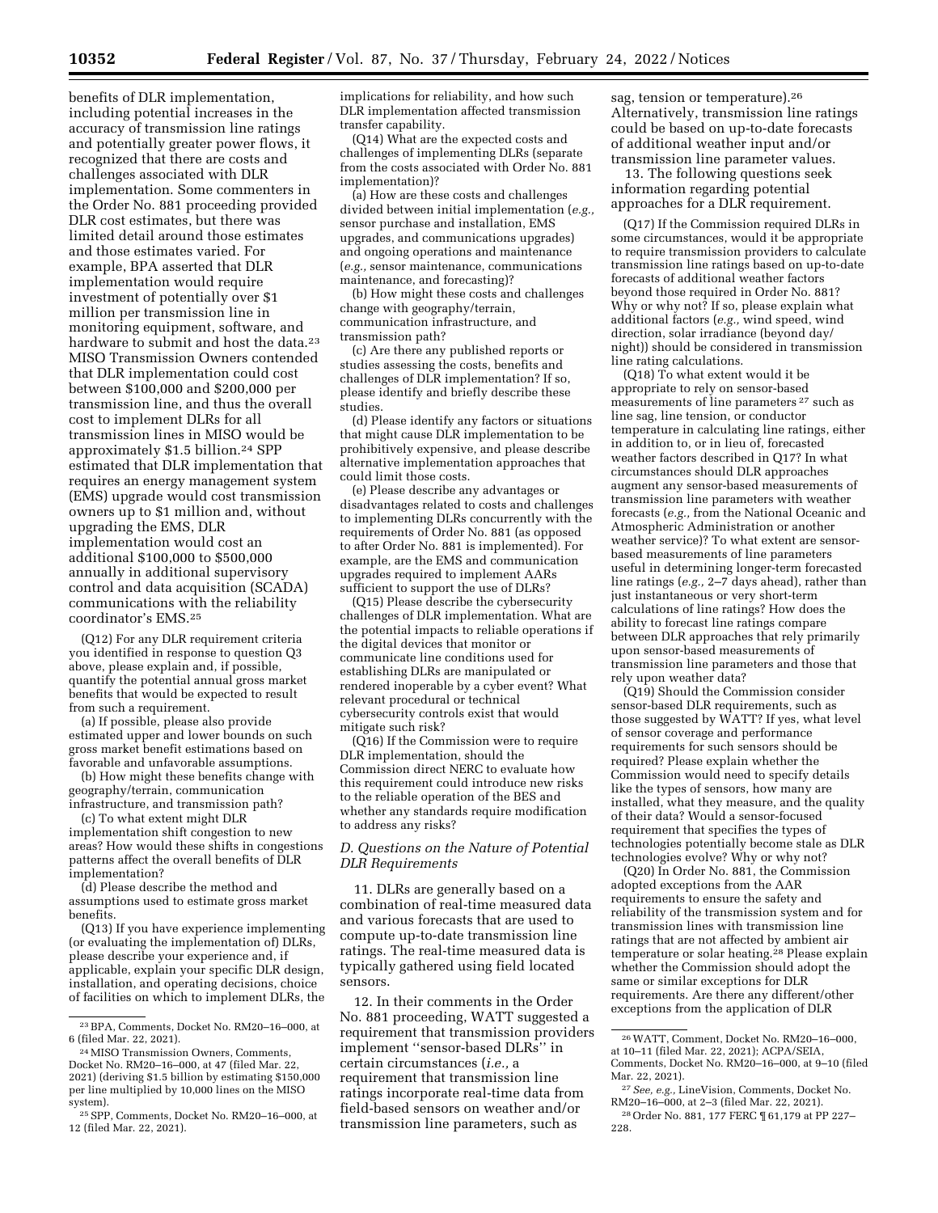benefits of DLR implementation, including potential increases in the accuracy of transmission line ratings and potentially greater power flows, it recognized that there are costs and challenges associated with DLR implementation. Some commenters in the Order No. 881 proceeding provided DLR cost estimates, but there was limited detail around those estimates and those estimates varied. For example, BPA asserted that DLR implementation would require investment of potentially over $1 million per transmission line in monitoring equipment, software, and hardware to submit and host the data.[23] MISO Transmission Owners contended that DLR implementation could cost between $100,000 and $200,000 per transmission line, and thus the overall cost to implement DLRs for all transmission lines in MISO would be approximately $1.5 billion.[24] SPP estimated that DLR implementation that requires an energy management system (EMS) upgrade would cost transmission owners up to $1 million and, without upgrading the EMS, DLR implementation would cost an additional $100,000 to $500,000 annually in additional supervisory control and data acquisition (SCADA) communications with the reliability coordinator's EMS.[25]

(Q12) For any DLR requirement criteria you identified in response to question Q3 above, please explain and, if possible, quantify the potential annual gross market benefits that would be expected to result from such a requirement.

(a) If possible, please also provide estimated upper and lower bounds on such gross market benefit estimations based on favorable and unfavorable assumptions.

(b) How might these benefits change with geography/terrain, communication infrastructure, and transmission path?

(c) To what extent might DLR implementation shift congestion to new areas? How would these shifts in congestions patterns affect the overall benefits of DLR implementation?

(d) Please describe the method and assumptions used to estimate gross market benefits.

(Q13) If you have experience implementing (or evaluating the implementation of) DLRs, please describe your experience and, if applicable, explain your specific DLR design, installation, and operating decisions, choice of facilities on which to implement DLRs, the implications for reliability, and how such DLR implementation affected transmission transfer capability.

(Q14) What are the expected costs and challenges of implementing DLRs (separate from the costs associated with Order No. 881 implementation)?

(a) How are these costs and challenges divided between initial implementation (*e.g.,* sensor purchase and installation, EMS upgrades, and communications upgrades) and ongoing operations and maintenance (*e.g.,* sensor maintenance, communications maintenance, and forecasting)?

(b) How might these costs and challenges change with geography/terrain, communication infrastructure, and transmission path?

(c) Are there any published reports or studies assessing the costs, benefits and challenges of DLR implementation? If so, please identify and briefly describe these studies.

(d) Please identify any factors or situations that might cause DLR implementation to be prohibitively expensive, and please describe alternative implementation approaches that could limit those costs.

(e) Please describe any advantages or disadvantages related to costs and challenges to implementing DLRs concurrently with the requirements of Order No. 881 (as opposed to after Order No. 881 is implemented). For example, are the EMS and communication upgrades required to implement AARs sufficient to support the use of DLRs?

(Q15) Please describe the cybersecurity challenges of DLR implementation. What are the potential impacts to reliable operations if the digital devices that monitor or communicate line conditions used for establishing DLRs are manipulated or rendered inoperable by a cyber event? What relevant procedural or technical cybersecurity controls exist that would mitigate such risk?

(Q16) If the Commission were to require DLR implementation, should the Commission direct NERC to evaluate how this requirement could introduce new risks to the reliable operation of the BES and whether any standards require modification to address any risks?

### *D. Questions on the Nature of Potential DLR Requirements*

11. DLRs are generally based on a combination of real-time measured data and various forecasts that are used to compute up-to-date transmission line ratings. The real-time measured data is typically gathered using field located sensors.

12. In their comments in the Order No. 881 proceeding, WATT suggested a requirement that transmission providers implement "sensor-based DLRs" in certain circumstances (*i.e.,* a requirement that transmission line ratings incorporate real-time data from field-based sensors on weather and/or transmission line parameters, such as sag, tension or temperature).[26] Alternatively, transmission line ratings could be based on up-to-date forecasts of additional weather input and/or transmission line parameter values.

13. The following questions seek information regarding potential approaches for a DLR requirement.

(Q17) If the Commission required DLRs in some circumstances, would it be appropriate to require transmission providers to calculate transmission line ratings based on up-to-date forecasts of additional weather factors beyond those required in Order No. 881? Why or why not? If so, please explain what additional factors (*e.g.,* wind speed, wind direction, solar irradiance (beyond day/night)) should be considered in transmission line rating calculations.

(Q18) To what extent would it be appropriate to rely on sensor-based measurements of line parameters[27] such as line sag, line tension, or conductor temperature in calculating line ratings, either in addition to, or in lieu of, forecasted weather factors described in Q17? In what circumstances should DLR approaches augment any sensor-based measurements of transmission line parameters with weather forecasts (*e.g.,* from the National Oceanic and Atmospheric Administration or another weather service)? To what extent are sensor-based measurements of line parameters useful in determining longer-term forecasted line ratings (*e.g.,* 2–7 days ahead), rather than just instantaneous or very short-term calculations of line ratings? How does the ability to forecast line ratings compare between DLR approaches that rely primarily upon sensor-based measurements of transmission line parameters and those that rely upon weather data?

(Q19) Should the Commission consider sensor-based DLR requirements, such as those suggested by WATT? If yes, what level of sensor coverage and performance requirements for such sensors should be required? Please explain whether the Commission would need to specify details like the types of sensors, how many are installed, what they measure, and the quality of their data? Would a sensor-focused requirement that specifies the types of technologies potentially become stale as DLR technologies evolve? Why or why not?

(Q20) In Order No. 881, the Commission adopted exceptions from the AAR requirements to ensure the safety and reliability of the transmission system and for transmission lines with transmission line ratings that are not affected by ambient air temperature or solar heating.[28] Please explain whether the Commission should adopt the same or similar exceptions for DLR requirements. Are there any different/other exceptions from the application of DLR

---

[23] BPA, Comments, Docket No. RM20–16–000, at 6 (filed Mar. 22, 2021).

[24] MISO Transmission Owners, Comments, Docket No. RM20–16–000, at 47 (filed Mar. 22, 2021) (deriving $1.5 billion by estimating $150,000 per line multiplied by 10,000 lines on the MISO system).

[25] SPP, Comments, Docket No. RM20–16–000, at 12 (filed Mar. 22, 2021).

[26] WATT, Comment, Docket No. RM20–16–000, at 10–11 (filed Mar. 22, 2021); ACPA/SEIA, Comments, Docket No. RM20–16–000, at 9–10 (filed Mar. 22, 2021).

[27] *See, e.g.,* LineVision, Comments, Docket No. RM20–16–000, at 2–3 (filed Mar. 22, 2021).

[28] Order No. 881, 177 FERC ¶ 61,179 at PP 227–228.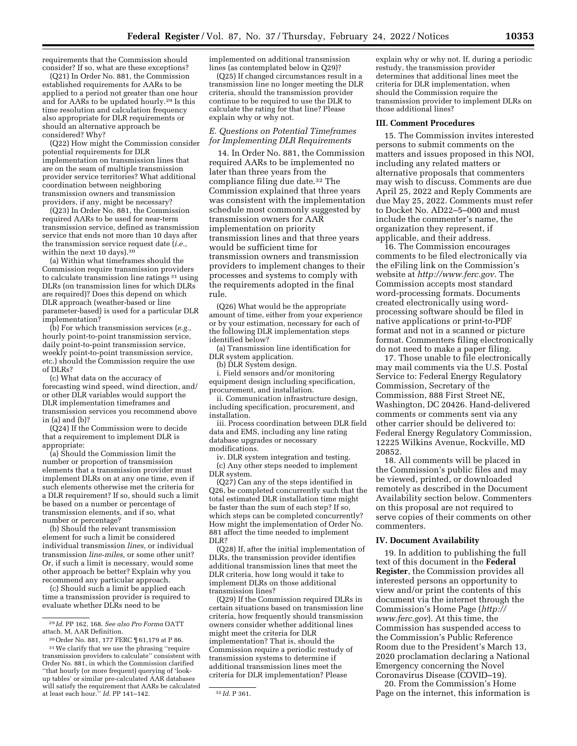requirements that the Commission should consider? If so, what are these exceptions?

(Q21) In Order No. 881, the Commission established requirements for AARs to be applied to a period not greater than one hour and for AARs to be updated hourly.[29] Is this time resolution and calculation frequency also appropriate for DLR requirements or should an alternative approach be considered? Why?

(Q22) How might the Commission consider potential requirements for DLR implementation on transmission lines that are on the seam of multiple transmission provider service territories? What additional coordination between neighboring transmission owners and transmission providers, if any, might be necessary?

(Q23) In Order No. 881, the Commission required AARs to be used for near-term transmission service, defined as transmission service that ends not more than 10 days after the transmission service request date (*i.e.,* within the next 10 days).[30]

(a) Within what timeframes should the Commission require transmission providers to calculate transmission line ratings[31] using DLRs (on transmission lines for which DLRs are required)? Does this depend on which DLR approach (weather-based or line parameter-based) is used for a particular DLR implementation?

(b) For which transmission services (*e.g.,* hourly point-to-point transmission service, daily point-to-point transmission service, weekly point-to-point transmission service, etc.) should the Commission require the use of DLRs?

(c) What data on the accuracy of forecasting wind speed, wind direction, and/or other DLR variables would support the DLR implementation timeframes and transmission services you recommend above in (a) and (b)?

(Q24) If the Commission were to decide that a requirement to implement DLR is appropriate:

(a) Should the Commission limit the number or proportion of transmission elements that a transmission provider must implement DLRs on at any one time, even if such elements otherwise met the criteria for a DLR requirement? If so, should such a limit be based on a number or percentage of transmission elements, and if so, what number or percentage?

(b) Should the relevant transmission element for such a limit be considered individual transmission *lines,* or individual transmission *line-miles,* or some other unit? Or, if such a limit is necessary, would some other approach be better? Explain why you recommend any particular approach.

(c) Should such a limit be applied each time a transmission provider is required to evaluate whether DLRs need to be implemented on additional transmission lines (as contemplated below in Q29)?

(Q25) If changed circumstances result in a transmission line no longer meeting the DLR criteria, should the transmission provider continue to be required to use the DLR to calculate the rating for that line? Please explain why or why not.

### *E. Questions on Potential Timeframes for Implementing DLR Requirements*

14. In Order No. 881, the Commission required AARs to be implemented no later than three years from the compliance filing due date.[32] The Commission explained that three years was consistent with the implementation schedule most commonly suggested by transmission owners for AAR implementation on priority transmission lines and that three years would be sufficient time for transmission owners and transmission providers to implement changes to their processes and systems to comply with the requirements adopted in the final rule.

(Q26) What would be the appropriate amount of time, either from your experience or by your estimation, necessary for each of the following DLR implementation steps identified below?

(a) Transmission line identification for DLR system application.

(b) DLR System design.

i. Field sensors and/or monitoring equipment design including specification, procurement, and installation.

ii. Communication infrastructure design, including specification, procurement, and installation.

iii. Process coordination between DLR field data and EMS, including any line rating database upgrades or necessary modifications.

iv. DLR system integration and testing.

(c) Any other steps needed to implement DLR system.

(Q27) Can any of the steps identified in Q26, be completed concurrently such that the total estimated DLR installation time might be faster than the sum of each step? If so, which steps can be completed concurrently? How might the implementation of Order No. 881 affect the time needed to implement DLR?

(Q28) If, after the initial implementation of DLRs, the transmission provider identifies additional transmission lines that meet the DLR criteria, how long would it take to implement DLRs on those additional transmission lines?

(Q29) If the Commission required DLRs in certain situations based on transmission line criteria, how frequently should transmission owners consider whether additional lines might meet the criteria for DLR implementation? That is, should the Commission require a periodic restudy of transmission systems to determine if additional transmission lines meet the criteria for DLR implementation? Please explain why or why not. If, during a periodic restudy, the transmission provider determines that additional lines meet the criteria for DLR implementation, when should the Commission require the transmission provider to implement DLRs on those additional lines?

## III. Comment Procedures

15. The Commission invites interested persons to submit comments on the matters and issues proposed in this NOI, including any related matters or alternative proposals that commenters may wish to discuss. Comments are due April 25, 2022 and Reply Comments are due May 25, 2022. Comments must refer to Docket No. AD22–5–000 and must include the commenter's name, the organization they represent, if applicable, and their address.

16. The Commission encourages comments to be filed electronically via the eFiling link on the Commission's website at *http://www.ferc.gov*. The Commission accepts most standard word-processing formats. Documents created electronically using word-processing software should be filed in native applications or print-to-PDF format and not in a scanned or picture format. Commenters filing electronically do not need to make a paper filing.

17. Those unable to file electronically may mail comments via the U.S. Postal Service to: Federal Energy Regulatory Commission, Secretary of the Commission, 888 First Street NE, Washington, DC 20426. Hand-delivered comments or comments sent via any other carrier should be delivered to: Federal Energy Regulatory Commission, 12225 Wilkins Avenue, Rockville, MD 20852.

18. All comments will be placed in the Commission's public files and may be viewed, printed, or downloaded remotely as described in the Document Availability section below. Commenters on this proposal are not required to serve copies of their comments on other commenters.

## IV. Document Availability

19. In addition to publishing the full text of this document in the **Federal Register**, the Commission provides all interested persons an opportunity to view and/or print the contents of this document via the internet through the Commission's Home Page (*http://www.ferc.gov*). At this time, the Commission has suspended access to the Commission's Public Reference Room due to the President's March 13, 2020 proclamation declaring a National Emergency concerning the Novel Coronavirus Disease (COVID–19).

20. From the Commission's Home Page on the internet, this information is

---

[29] *Id.* PP 162, 168. *See also Pro Forma* OATT attach. M, AAR Definition.

[30] Order No. 881, 177 FERC ¶ 61,179 at P 86.

[31] We clarify that we use the phrasing "require transmission providers to calculate" consistent with Order No. 881, in which the Commission clarified "that hourly (or more frequent) querying of 'look-up tables' or similar pre-calculated AAR databases will satisfy the requirement that AARs be calculated at least each hour." *Id.* PP 141–142.

[32] *Id.* P 361.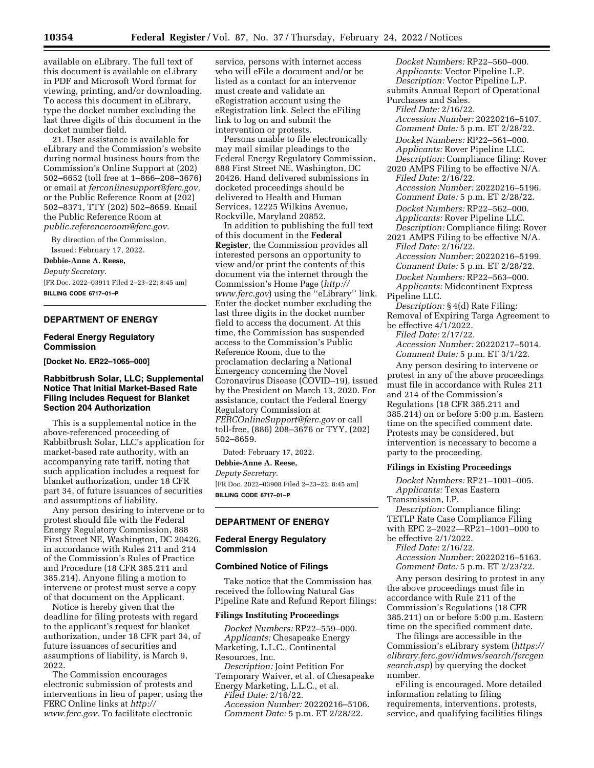available on eLibrary. The full text of this document is available on eLibrary in PDF and Microsoft Word format for viewing, printing, and/or downloading. To access this document in eLibrary, type the docket number excluding the last three digits of this document in the docket number field.

21. User assistance is available for eLibrary and the Commission's website during normal business hours from the Commission's Online Support at (202) 502–6652 (toll free at 1–866–208–3676) or email at *ferconlinesupport@ferc.gov,* or the Public Reference Room at (202) 502–8371, TTY (202) 502–8659. Email the Public Reference Room at *public.referenceroom@ferc.gov.*

By direction of the Commission.

Issued: February 17, 2022.

**Debbie-Anne A. Reese,**

*Deputy Secretary.*

[FR Doc. 2022–03911 Filed 2–23–22; 8:45 am]

**BILLING CODE 6717–01–P**

## DEPARTMENT OF ENERGY

### Federal Energy Regulatory Commission

**[Docket No. ER22–1065–000]**

### Rabbitbrush Solar, LLC; Supplemental Notice That Initial Market-Based Rate Filing Includes Request for Blanket Section 204 Authorization

This is a supplemental notice in the above-referenced proceeding of Rabbitbrush Solar, LLC's application for market-based rate authority, with an accompanying rate tariff, noting that such application includes a request for blanket authorization, under 18 CFR part 34, of future issuances of securities and assumptions of liability.

Any person desiring to intervene or to protest should file with the Federal Energy Regulatory Commission, 888 First Street NE, Washington, DC 20426, in accordance with Rules 211 and 214 of the Commission's Rules of Practice and Procedure (18 CFR 385.211 and 385.214). Anyone filing a motion to intervene or protest must serve a copy of that document on the Applicant.

Notice is hereby given that the deadline for filing protests with regard to the applicant's request for blanket authorization, under 18 CFR part 34, of future issuances of securities and assumptions of liability, is March 9, 2022.

The Commission encourages electronic submission of protests and interventions in lieu of paper, using the FERC Online links at *http://www.ferc.gov.* To facilitate electronic service, persons with internet access who will eFile a document and/or be listed as a contact for an intervenor must create and validate an eRegistration account using the eRegistration link. Select the eFiling link to log on and submit the intervention or protests.

Persons unable to file electronically may mail similar pleadings to the Federal Energy Regulatory Commission, 888 First Street NE, Washington, DC 20426. Hand delivered submissions in docketed proceedings should be delivered to Health and Human Services, 12225 Wilkins Avenue, Rockville, Maryland 20852.

In addition to publishing the full text of this document in the **Federal Register**, the Commission provides all interested persons an opportunity to view and/or print the contents of this document via the internet through the Commission's Home Page (*http://www.ferc.gov*) using the ''eLibrary'' link. Enter the docket number excluding the last three digits in the docket number field to access the document. At this time, the Commission has suspended access to the Commission's Public Reference Room, due to the proclamation declaring a National Emergency concerning the Novel Coronavirus Disease (COVID–19), issued by the President on March 13, 2020. For assistance, contact the Federal Energy Regulatory Commission at *FERCOnlineSupport@ferc.gov* or call toll-free, (886) 208–3676 or TYY, (202) 502–8659.

Dated: February 17, 2022.

**Debbie-Anne A. Reese,**

*Deputy Secretary.*

[FR Doc. 2022–03908 Filed 2–23–22; 8:45 am]

**BILLING CODE 6717–01–P**

## DEPARTMENT OF ENERGY

### Federal Energy Regulatory Commission

### Combined Notice of Filings

Take notice that the Commission has received the following Natural Gas Pipeline Rate and Refund Report filings:

#### Filings Instituting Proceedings

*Docket Numbers:* RP22–559–000.
*Applicants:* Chesapeake Energy Marketing, L.L.C., Continental Resources, Inc.
*Description:* Joint Petition For Temporary Waiver, et al. of Chesapeake Energy Marketing, L.L.C., et al.
*Filed Date:* 2/16/22.
*Accession Number:* 20220216–5106.
*Comment Date:* 5 p.m. ET 2/28/22.

*Docket Numbers:* RP22–560–000.
*Applicants:* Vector Pipeline L.P.
*Description:* Vector Pipeline L.P. submits Annual Report of Operational Purchases and Sales.
*Filed Date:* 2/16/22.
*Accession Number:* 20220216–5107.
*Comment Date:* 5 p.m. ET 2/28/22.

*Docket Numbers:* RP22–561–000.
*Applicants:* Rover Pipeline LLC.
*Description:* Compliance filing: Rover 2020 AMPS Filing to be effective N/A.
*Filed Date:* 2/16/22.
*Accession Number:* 20220216–5196.
*Comment Date:* 5 p.m. ET 2/28/22.

*Docket Numbers:* RP22–562–000.
*Applicants:* Rover Pipeline LLC.
*Description:* Compliance filing: Rover 2021 AMPS Filing to be effective N/A.
*Filed Date:* 2/16/22.
*Accession Number:* 20220216–5199.
*Comment Date:* 5 p.m. ET 2/28/22.

*Docket Numbers:* RP22–563–000.
*Applicants:* Midcontinent Express Pipeline LLC.
*Description:* § 4(d) Rate Filing: Removal of Expiring Targa Agreement to be effective 4/1/2022.
*Filed Date:* 2/17/22.
*Accession Number:* 20220217–5014.
*Comment Date:* 5 p.m. ET 3/1/22.

Any person desiring to intervene or protest in any of the above proceedings must file in accordance with Rules 211 and 214 of the Commission's Regulations (18 CFR 385.211 and 385.214) on or before 5:00 p.m. Eastern time on the specified comment date. Protests may be considered, but intervention is necessary to become a party to the proceeding.

#### Filings in Existing Proceedings

*Docket Numbers:* RP21–1001–005.
*Applicants:* Texas Eastern Transmission, LP.
*Description:* Compliance filing: TETLP Rate Case Compliance Filing with EPC 2–2022—RP21–1001–000 to be effective 2/1/2022.
*Filed Date:* 2/16/22.
*Accession Number:* 20220216–5163.
*Comment Date:* 5 p.m. ET 2/23/22.

Any person desiring to protest in any the above proceedings must file in accordance with Rule 211 of the Commission's Regulations (18 CFR 385.211) on or before 5:00 p.m. Eastern time on the specified comment date.

The filings are accessible in the Commission's eLibrary system (*https://elibrary.ferc.gov/idmws/search/fercgensearch.asp*) by querying the docket number.

eFiling is encouraged. More detailed information relating to filing requirements, interventions, protests, service, and qualifying facilities filings